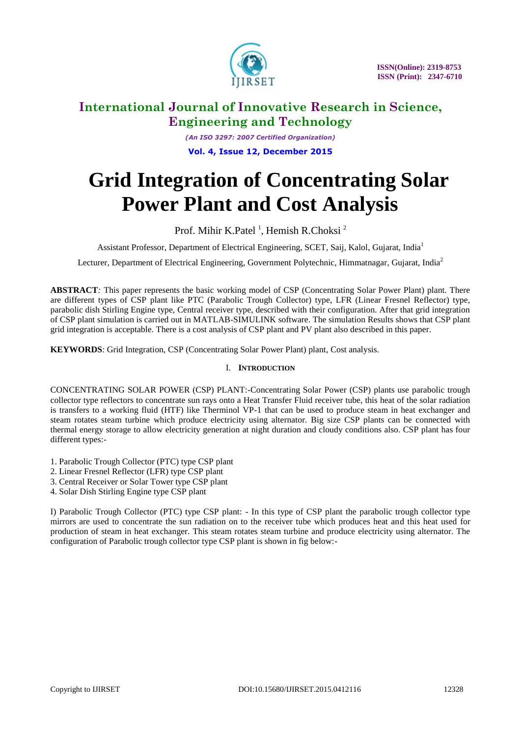# International Journal of Innovative Research in Science, Engineering and Technology

*(An ISO 3297: 2007 Certified Organization)*

# Grid Integration of Concentrating Solar Power Plant and Cost Analysis

Prof. Mihir K.Patel [1], Hemish R.Choksi [2]

Assistant Professor, Department of Electrical Engineering, SCET, Saij, Kalol, Gujarat, India[1]

Lecturer, Department of Electrical Engineering, Government Polytechnic, Himmatnagar, Gujarat, India[2]

**ABSTRACT**: This paper represents the basic working model of CSP (Concentrating Solar Power Plant) plant. There are different types of CSP plant like PTC (Parabolic Trough Collector) type, LFR (Linear Fresnel Reflector) type, parabolic dish Stirling Engine type, Central receiver type, described with their configuration. After that grid integration of CSP plant simulation is carried out in MATLAB-SIMULINK software. The simulation Results shows that CSP plant grid integration is acceptable. There is a cost analysis of CSP plant and PV plant also described in this paper.

**KEYWORDS**: Grid Integration, CSP (Concentrating Solar Power Plant) plant, Cost analysis.

## I. INTRODUCTION

CONCENTRATING SOLAR POWER (CSP) PLANT:-Concentrating Solar Power (CSP) plants use parabolic trough collector type reflectors to concentrate sun rays onto a Heat Transfer Fluid receiver tube, this heat of the solar radiation is transfers to a working fluid (HTF) like Therminol VP-1 that can be used to produce steam in heat exchanger and steam rotates steam turbine which produce electricity using alternator. Big size CSP plants can be connected with thermal energy storage to allow electricity generation at night duration and cloudy conditions also. CSP plant has four different types:-

1. Parabolic Trough Collector (PTC) type CSP plant
2. Linear Fresnel Reflector (LFR) type CSP plant
3. Central Receiver or Solar Tower type CSP plant
4. Solar Dish Stirling Engine type CSP plant

I) Parabolic Trough Collector (PTC) type CSP plant: - In this type of CSP plant the parabolic trough collector type mirrors are used to concentrate the sun radiation on to the receiver tube which produces heat and this heat used for production of steam in heat exchanger. This steam rotates steam turbine and produce electricity using alternator. The configuration of Parabolic trough collector type CSP plant is shown in fig below:-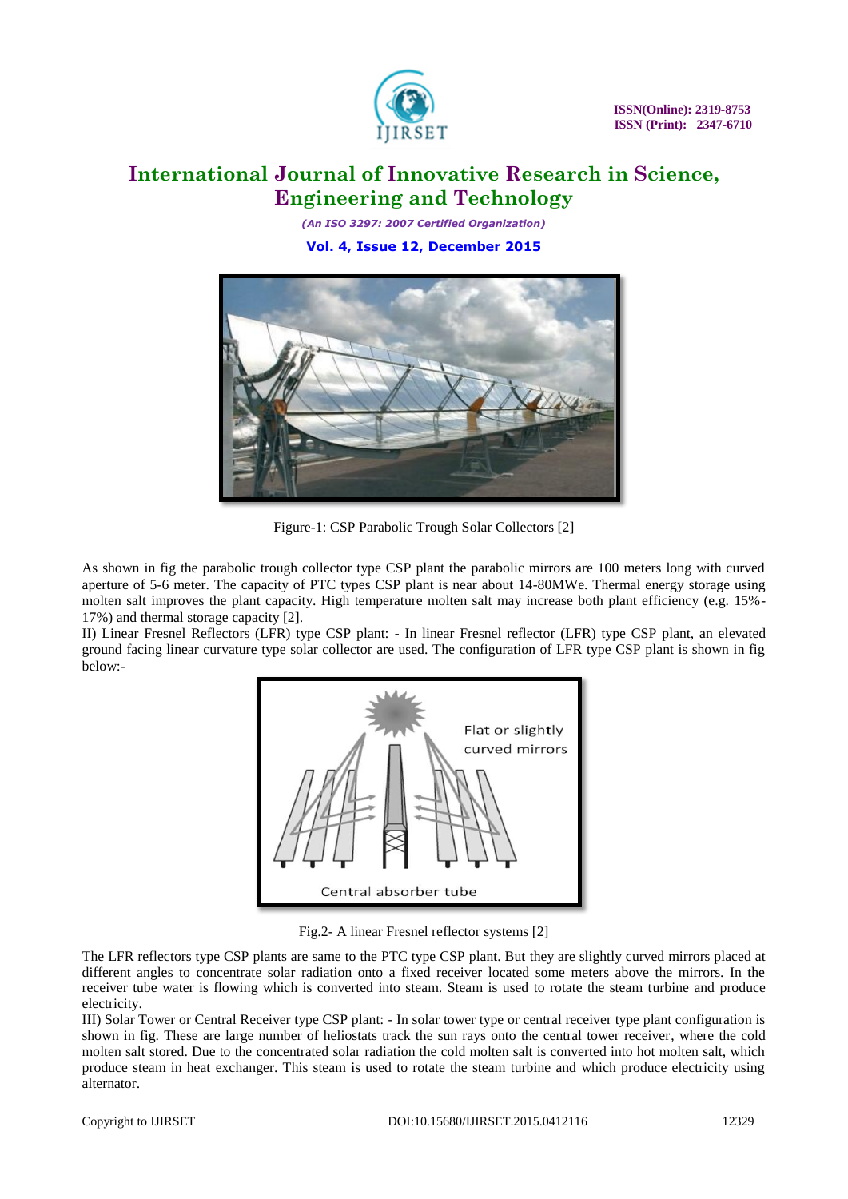Figure-1: CSP Parabolic Trough Solar Collectors [2]

As shown in fig the parabolic trough collector type CSP plant the parabolic mirrors are 100 meters long with curved aperture of 5-6 meter. The capacity of PTC types CSP plant is near about 14-80MWe. Thermal energy storage using molten salt improves the plant capacity. High temperature molten salt may increase both plant efficiency (e.g. 15%-17%) and thermal storage capacity [2].

II) Linear Fresnel Reflectors (LFR) type CSP plant: - In linear Fresnel reflector (LFR) type CSP plant, an elevated ground facing linear curvature type solar collector are used. The configuration of LFR type CSP plant is shown in fig below:-

Fig.2- A linear Fresnel reflector systems [2]

The LFR reflectors type CSP plants are same to the PTC type CSP plant. But they are slightly curved mirrors placed at different angles to concentrate solar radiation onto a fixed receiver located some meters above the mirrors. In the receiver tube water is flowing which is converted into steam. Steam is used to rotate the steam turbine and produce electricity.

III) Solar Tower or Central Receiver type CSP plant: - In solar tower type or central receiver type plant configuration is shown in fig. These are large number of heliostats track the sun rays onto the central tower receiver, where the cold molten salt stored. Due to the concentrated solar radiation the cold molten salt is converted into hot molten salt, which produce steam in heat exchanger. This steam is used to rotate the steam turbine and which produce electricity using alternator.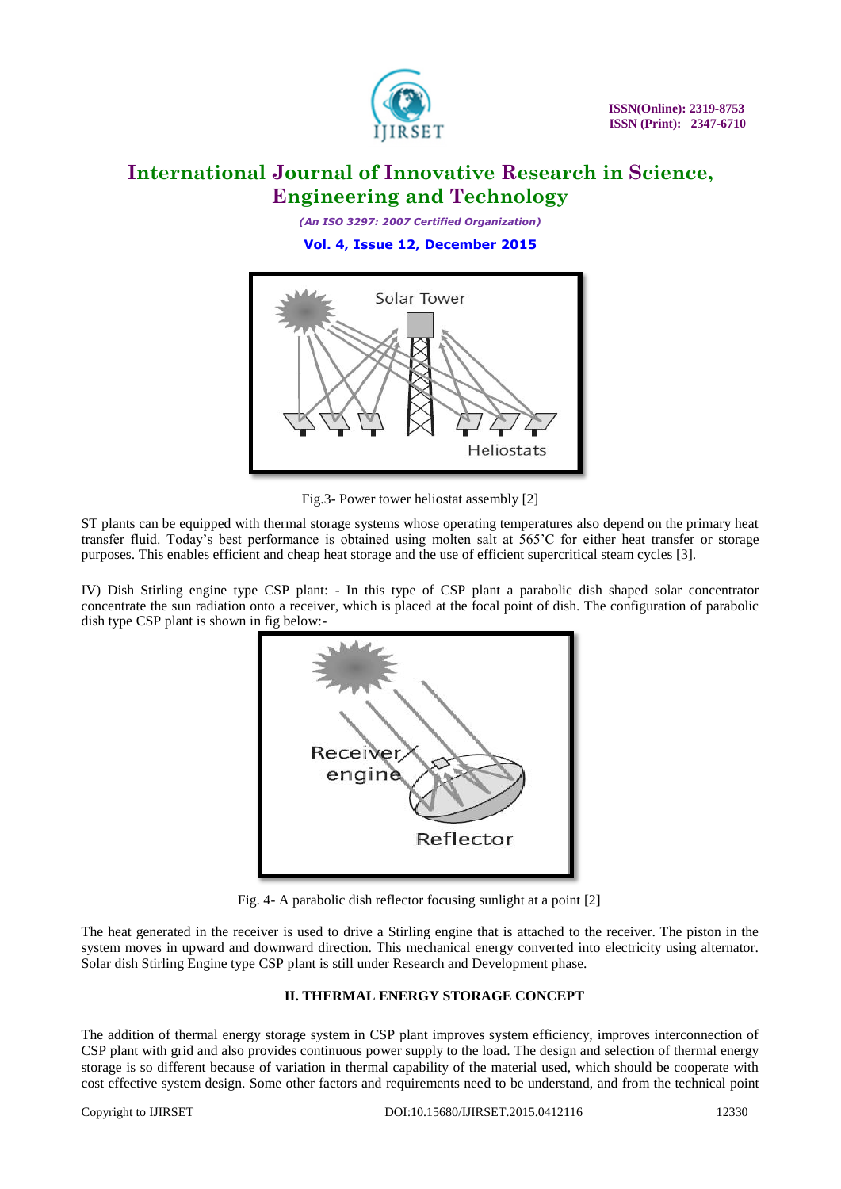Fig.3- Power tower heliostat assembly [2]

ST plants can be equipped with thermal storage systems whose operating temperatures also depend on the primary heat transfer fluid. Today's best performance is obtained using molten salt at 565'C for either heat transfer or storage purposes. This enables efficient and cheap heat storage and the use of efficient supercritical steam cycles [3].

IV) Dish Stirling engine type CSP plant: - In this type of CSP plant a parabolic dish shaped solar concentrator concentrate the sun radiation onto a receiver, which is placed at the focal point of dish. The configuration of parabolic dish type CSP plant is shown in fig below:-

Fig. 4- A parabolic dish reflector focusing sunlight at a point [2]

The heat generated in the receiver is used to drive a Stirling engine that is attached to the receiver. The piston in the system moves in upward and downward direction. This mechanical energy converted into electricity using alternator. Solar dish Stirling Engine type CSP plant is still under Research and Development phase.

## II. THERMAL ENERGY STORAGE CONCEPT

The addition of thermal energy storage system in CSP plant improves system efficiency, improves interconnection of CSP plant with grid and also provides continuous power supply to the load. The design and selection of thermal energy storage is so different because of variation in thermal capability of the material used, which should be cooperate with cost effective system design. Some other factors and requirements need to be understand, and from the technical point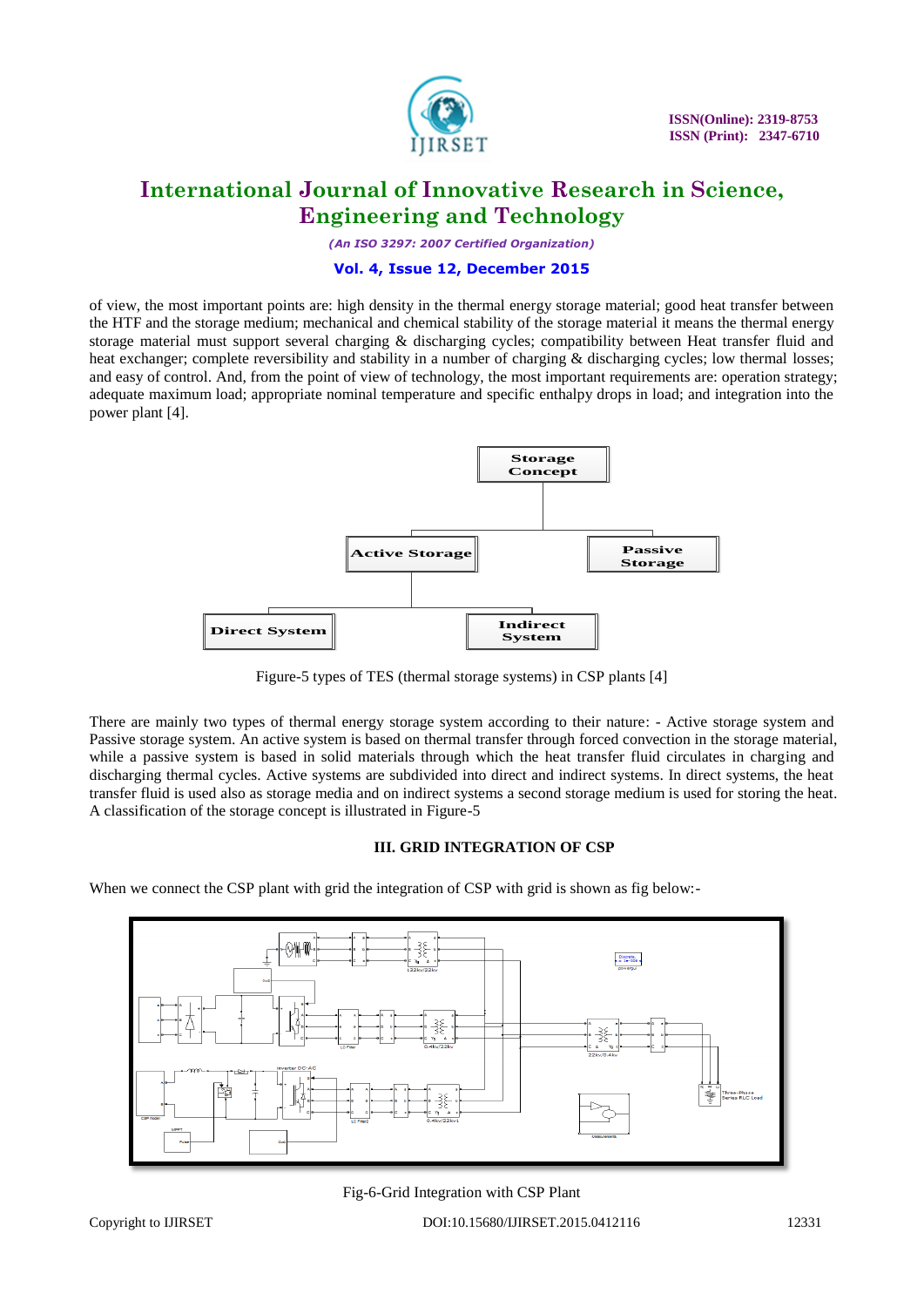of view, the most important points are: high density in the thermal energy storage material; good heat transfer between the HTF and the storage medium; mechanical and chemical stability of the storage material it means the thermal energy storage material must support several charging & discharging cycles; compatibility between Heat transfer fluid and heat exchanger; complete reversibility and stability in a number of charging & discharging cycles; low thermal losses; and easy of control. And, from the point of view of technology, the most important requirements are: operation strategy; adequate maximum load; appropriate nominal temperature and specific enthalpy drops in load; and integration into the power plant [4].

Storage Concept
- Active Storage
  - Direct System
  - Indirect System
- Passive Storage

Figure-5 types of TES (thermal storage systems) in CSP plants [4]

There are mainly two types of thermal energy storage system according to their nature: - Active storage system and Passive storage system. An active system is based on thermal transfer through forced convection in the storage material, while a passive system is based in solid materials through which the heat transfer fluid circulates in charging and discharging thermal cycles. Active systems are subdivided into direct and indirect systems. In direct systems, the heat transfer fluid is used also as storage media and on indirect systems a second storage medium is used for storing the heat. A classification of the storage concept is illustrated in Figure-5

## III. GRID INTEGRATION OF CSP

When we connect the CSP plant with grid the integration of CSP with grid is shown as fig below:-

Fig-6-Grid Integration with CSP Plant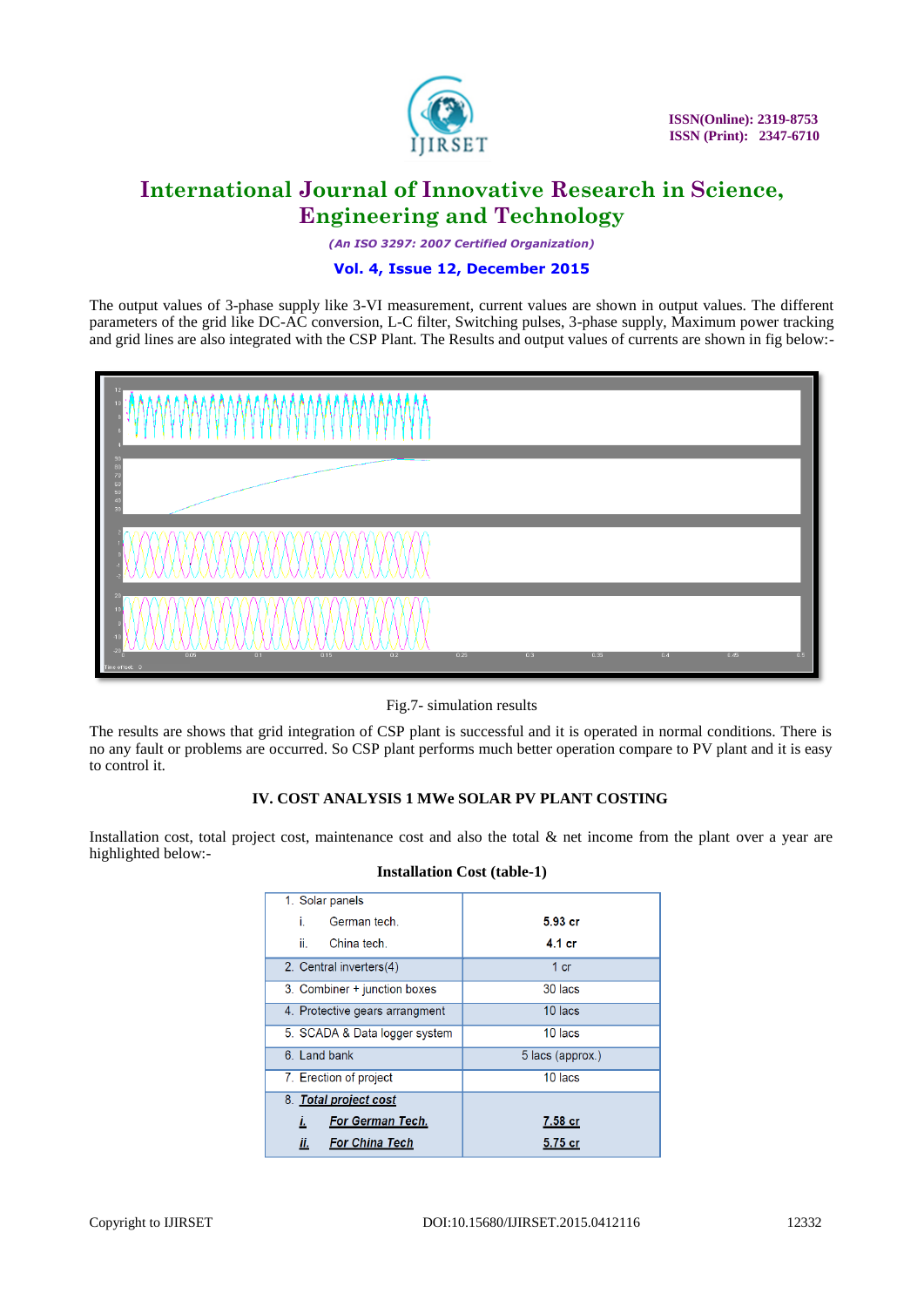The output values of 3-phase supply like 3-VI measurement, current values are shown in output values. The different parameters of the grid like DC-AC conversion, L-C filter, Switching pulses, 3-phase supply, Maximum power tracking and grid lines are also integrated with the CSP Plant. The Results and output values of currents are shown in fig below:-

Fig.7- simulation results

The results are shows that grid integration of CSP plant is successful and it is operated in normal conditions. There is no any fault or problems are occurred. So CSP plant performs much better operation compare to PV plant and it is easy to control it.

## IV. COST ANALYSIS 1 MWe SOLAR PV PLANT COSTING

Installation cost, total project cost, maintenance cost and also the total & net income from the plant over a year are highlighted below:-

**Installation Cost (table-1)**

| Item | Cost |
|---|---|
| 1. Solar panels | |
| i. German tech. | **5.93 cr** |
| ii. China tech. | **4.1 cr** |
| 2. Central inverters(4) | 1 cr |
| 3. Combiner + junction boxes | 30 lacs |
| 4. Protective gears arrangment | 10 lacs |
| 5. SCADA & Data logger system | 10 lacs |
| 6. Land bank | 5 lacs (approx.) |
| 7. Erection of project | 10 lacs |
| 8. ***Total project cost*** | |
| ***i. For German Tech.*** | ***7.58 cr*** |
| ***ii. For China Tech*** | ***5.75 cr*** |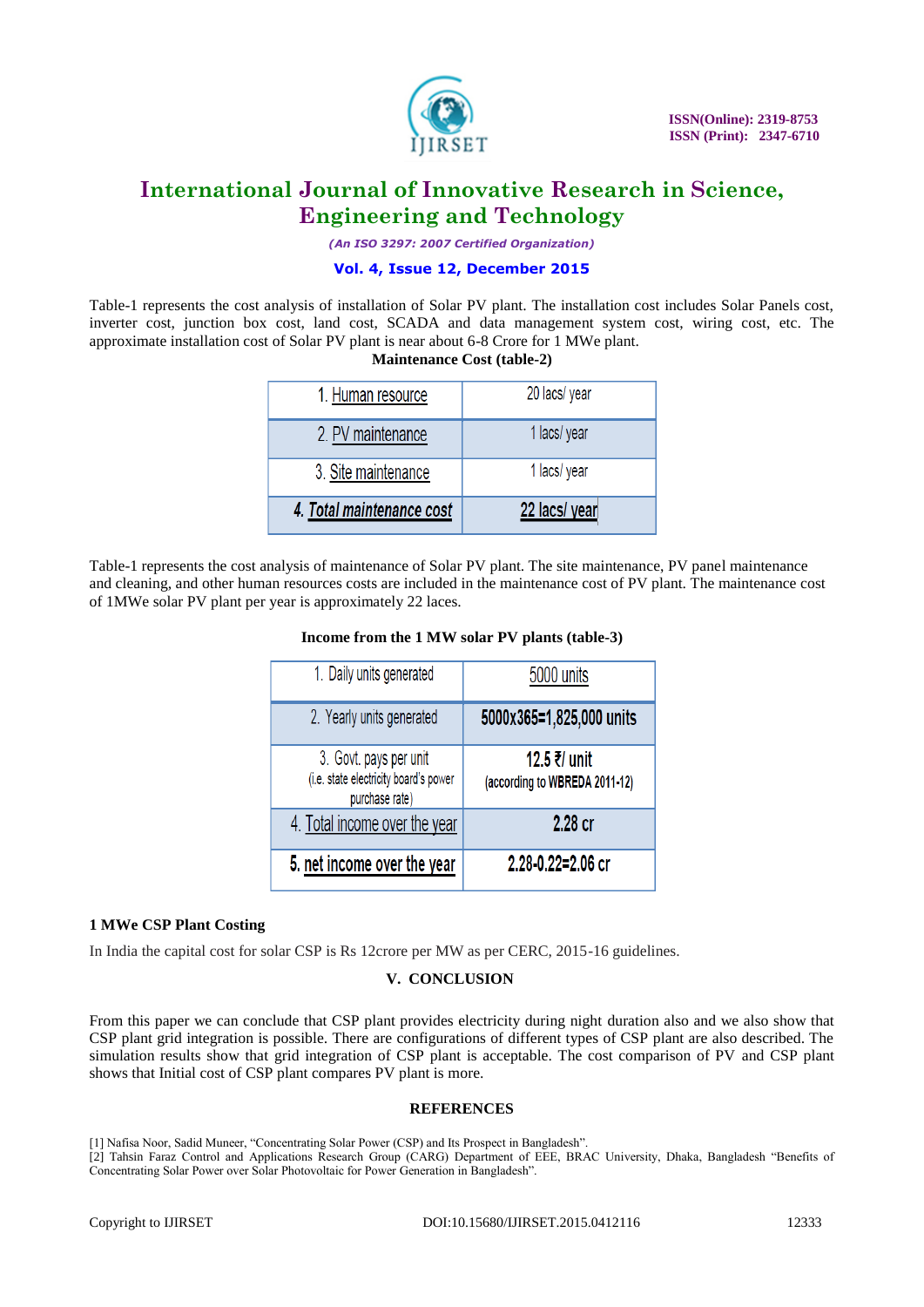Table-1 represents the cost analysis of installation of Solar PV plant. The installation cost includes Solar Panels cost, inverter cost, junction box cost, land cost, SCADA and data management system cost, wiring cost, etc. The approximate installation cost of Solar PV plant is near about 6-8 Crore for 1 MWe plant.

**Maintenance Cost (table-2)**

| | |
|---|---|
| 1. Human resource | 20 lacs/ year |
| 2. PV maintenance | 1 lacs/ year |
| 3. Site maintenance | 1 lacs/ year |
| ***4. Total maintenance cost*** | **22 lacs/ year** |

Table-1 represents the cost analysis of maintenance of Solar PV plant. The site maintenance, PV panel maintenance and cleaning, and other human resources costs are included in the maintenance cost of PV plant. The maintenance cost of 1MWe solar PV plant per year is approximately 22 laces.

**Income from the 1 MW solar PV plants (table-3)**

| | |
|---|---|
| 1. Daily units generated | 5000 units |
| 2. Yearly units generated | **5000x365=1,825,000 units** |
| 3. Govt. pays per unit (i.e. state electricity board's power purchase rate) | **12.5 ₹/ unit** (according to **WBREDA 2011-12**) |
| 4. Total income over the year | **2.28 cr** |
| **5. net income over the year** | **2.28-0.22=2.06 cr** |

**1 MWe CSP Plant Costing**

In India the capital cost for solar CSP is Rs 12crore per MW as per CERC, 2015-16 guidelines.

## V. CONCLUSION

From this paper we can conclude that CSP plant provides electricity during night duration also and we also show that CSP plant grid integration is possible. There are configurations of different types of CSP plant are also described. The simulation results show that grid integration of CSP plant is acceptable. The cost comparison of PV and CSP plant shows that Initial cost of CSP plant compares PV plant is more.

## REFERENCES

[1] Nafisa Noor, Sadid Muneer, "Concentrating Solar Power (CSP) and Its Prospect in Bangladesh".

[2] Tahsin Faraz Control and Applications Research Group (CARG) Department of EEE, BRAC University, Dhaka, Bangladesh "Benefits of Concentrating Solar Power over Solar Photovoltaic for Power Generation in Bangladesh".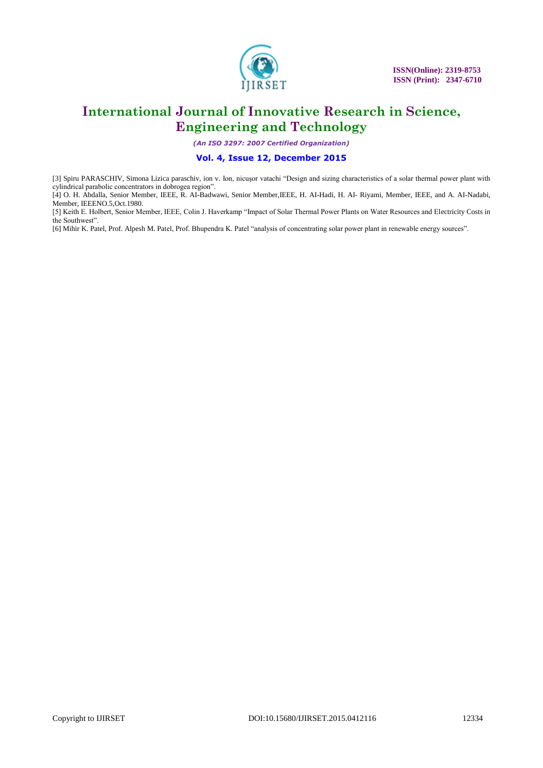[3] Spiru PARASCHIV, Simona Lizica paraschiv, ion v. Ion, nicuşor vatachi "Design and sizing characteristics of a solar thermal power plant with cylindrical parabolic concentrators in dobrogea region".

[4] O. H. Abdalla, Senior Member, IEEE, R. AI-Badwawi, Senior Member,IEEE, H. AI-Hadi, H. AI- Riyami, Member, IEEE, and A. AI-Nadabi, Member, IEEENO.5,Oct.1980.

[5] Keith E. Holbert, Senior Member, IEEE, Colin J. Haverkamp "Impact of Solar Thermal Power Plants on Water Resources and Electricity Costs in the Southwest".

[6] Mihir K. Patel, Prof. Alpesh M. Patel, Prof. Bhupendra K. Patel "analysis of concentrating solar power plant in renewable energy sources".